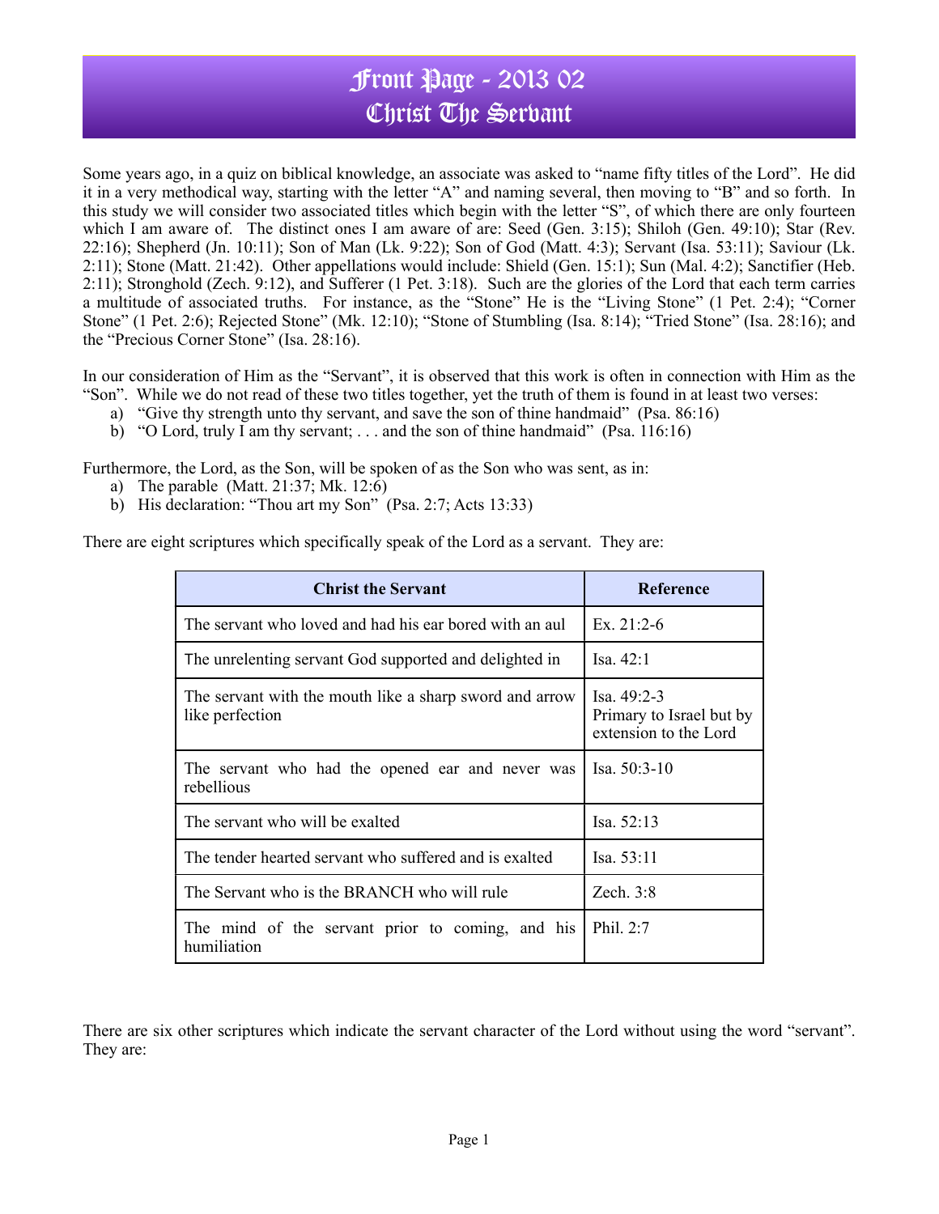# Front Page - 2013 02
# Christ The Servant

Some years ago, in a quiz on biblical knowledge, an associate was asked to "name fifty titles of the Lord". He did it in a very methodical way, starting with the letter "A" and naming several, then moving to "B" and so forth. In this study we will consider two associated titles which begin with the letter "S", of which there are only fourteen which I am aware of. The distinct ones I am aware of are: Seed (Gen. 3:15); Shiloh (Gen. 49:10); Star (Rev. 22:16); Shepherd (Jn. 10:11); Son of Man (Lk. 9:22); Son of God (Matt. 4:3); Servant (Isa. 53:11); Saviour (Lk. 2:11); Stone (Matt. 21:42). Other appellations would include: Shield (Gen. 15:1); Sun (Mal. 4:2); Sanctifier (Heb. 2:11); Stronghold (Zech. 9:12), and Sufferer (1 Pet. 3:18). Such are the glories of the Lord that each term carries a multitude of associated truths. For instance, as the "Stone" He is the "Living Stone" (1 Pet. 2:4); "Corner Stone" (1 Pet. 2:6); Rejected Stone" (Mk. 12:10); "Stone of Stumbling (Isa. 8:14); "Tried Stone" (Isa. 28:16); and the "Precious Corner Stone" (Isa. 28:16).

In our consideration of Him as the "Servant", it is observed that this work is often in connection with Him as the "Son". While we do not read of these two titles together, yet the truth of them is found in at least two verses:

a) "Give thy strength unto thy servant, and save the son of thine handmaid" (Psa. 86:16)
b) "O Lord, truly I am thy servant; . . . and the son of thine handmaid" (Psa. 116:16)

Furthermore, the Lord, as the Son, will be spoken of as the Son who was sent, as in:

a) The parable (Matt. 21:37; Mk. 12:6)
b) His declaration: "Thou art my Son" (Psa. 2:7; Acts 13:33)

There are eight scriptures which specifically speak of the Lord as a servant. They are:

| Christ the Servant | Reference |
|---|---|
| The servant who loved and had his ear bored with an aul | Ex. 21:2-6 |
| The unrelenting servant God supported and delighted in | Isa. 42:1 |
| The servant with the mouth like a sharp sword and arrow like perfection | Isa. 49:2-3 Primary to Israel but by extension to the Lord |
| The servant who had the opened ear and never was rebellious | Isa. 50:3-10 |
| The servant who will be exalted | Isa. 52:13 |
| The tender hearted servant who suffered and is exalted | Isa. 53:11 |
| The Servant who is the BRANCH who will rule | Zech. 3:8 |
| The mind of the servant prior to coming, and his humiliation | Phil. 2:7 |

There are six other scriptures which indicate the servant character of the Lord without using the word "servant". They are: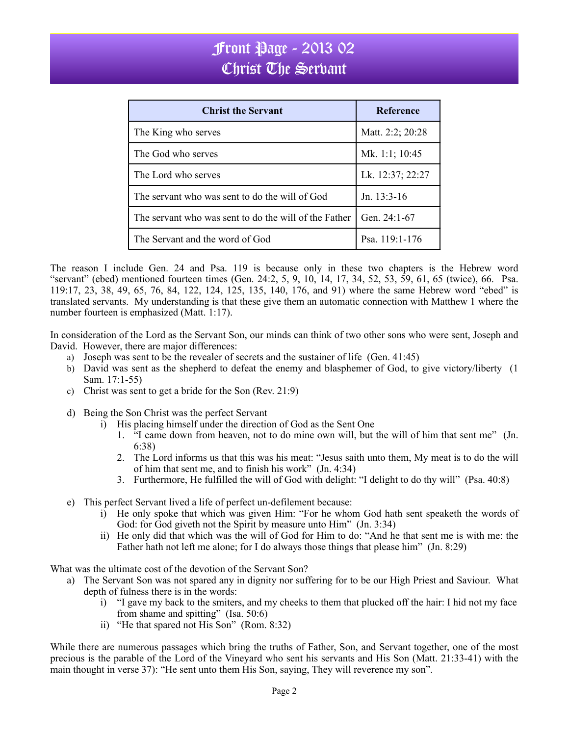# Front Page - 2013 02
# Christ The Servant

| Christ the Servant | Reference |
|---|---|
| The King who serves | Matt. 2:2; 20:28 |
| The God who serves | Mk. 1:1; 10:45 |
| The Lord who serves | Lk. 12:37; 22:27 |
| The servant who was sent to do the will of God | Jn. 13:3-16 |
| The servant who was sent to do the will of the Father | Gen. 24:1-67 |
| The Servant and the word of God | Psa. 119:1-176 |

The reason I include Gen. 24 and Psa. 119 is because only in these two chapters is the Hebrew word "servant" (ebed) mentioned fourteen times (Gen. 24:2, 5, 9, 10, 14, 17, 34, 52, 53, 59, 61, 65 (twice), 66. Psa. 119:17, 23, 38, 49, 65, 76, 84, 122, 124, 125, 135, 140, 176, and 91) where the same Hebrew word "ebed" is translated servants. My understanding is that these give them an automatic connection with Matthew 1 where the number fourteen is emphasized (Matt. 1:17).

In consideration of the Lord as the Servant Son, our minds can think of two other sons who were sent, Joseph and David. However, there are major differences:

a) Joseph was sent to be the revealer of secrets and the sustainer of life (Gen. 41:45)
b) David was sent as the shepherd to defeat the enemy and blasphemer of God, to give victory/liberty (1 Sam. 17:1-55)
c) Christ was sent to get a bride for the Son (Rev. 21:9)

d) Being the Son Christ was the perfect Servant
   i) His placing himself under the direction of God as the Sent One
      1. "I came down from heaven, not to do mine own will, but the will of him that sent me" (Jn. 6:38)
      2. The Lord informs us that this was his meat: "Jesus saith unto them, My meat is to do the will of him that sent me, and to finish his work" (Jn. 4:34)
      3. Furthermore, He fulfilled the will of God with delight: "I delight to do thy will" (Psa. 40:8)

e) This perfect Servant lived a life of perfect un-defilement because:
   i) He only spoke that which was given Him: "For he whom God hath sent speaketh the words of God: for God giveth not the Spirit by measure unto Him" (Jn. 3:34)
   ii) He only did that which was the will of God for Him to do: "And he that sent me is with me: the Father hath not left me alone; for I do always those things that please him" (Jn. 8:29)

What was the ultimate cost of the devotion of the Servant Son?

a) The Servant Son was not spared any in dignity nor suffering for to be our High Priest and Saviour. What depth of fulness there is in the words:
   i) "I gave my back to the smiters, and my cheeks to them that plucked off the hair: I hid not my face from shame and spitting" (Isa. 50:6)
   ii) "He that spared not His Son" (Rom. 8:32)

While there are numerous passages which bring the truths of Father, Son, and Servant together, one of the most precious is the parable of the Lord of the Vineyard who sent his servants and His Son (Matt. 21:33-41) with the main thought in verse 37): "He sent unto them His Son, saying, They will reverence my son".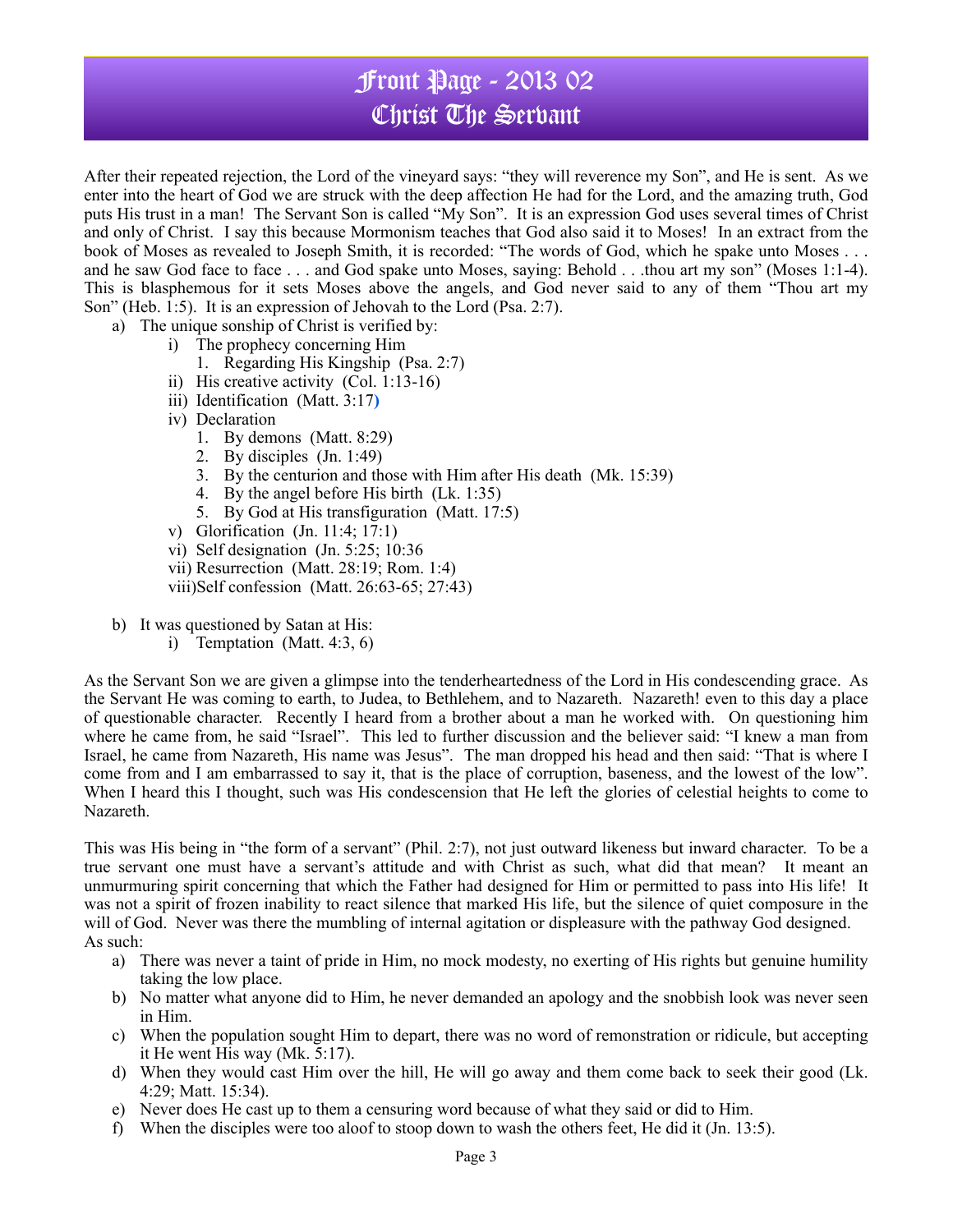# Front Page - 2013 02
# Christ The Servant

After their repeated rejection, the Lord of the vineyard says: "they will reverence my Son", and He is sent. As we enter into the heart of God we are struck with the deep affection He had for the Lord, and the amazing truth, God puts His trust in a man! The Servant Son is called "My Son". It is an expression God uses several times of Christ and only of Christ. I say this because Mormonism teaches that God also said it to Moses! In an extract from the book of Moses as revealed to Joseph Smith, it is recorded: "The words of God, which he spake unto Moses . . . and he saw God face to face . . . and God spake unto Moses, saying: Behold . . .thou art my son" (Moses 1:1-4). This is blasphemous for it sets Moses above the angels, and God never said to any of them "Thou art my Son" (Heb. 1:5). It is an expression of Jehovah to the Lord (Psa. 2:7).

a) The unique sonship of Christ is verified by:
   i) The prophecy concerning Him
      1. Regarding His Kingship (Psa. 2:7)
   ii) His creative activity (Col. 1:13-16)
   iii) Identification (Matt. 3:17)
   iv) Declaration
      1. By demons (Matt. 8:29)
      2. By disciples (Jn. 1:49)
      3. By the centurion and those with Him after His death (Mk. 15:39)
      4. By the angel before His birth (Lk. 1:35)
      5. By God at His transfiguration (Matt. 17:5)
   v) Glorification (Jn. 11:4; 17:1)
   vi) Self designation (Jn. 5:25; 10:36
   vii) Resurrection (Matt. 28:19; Rom. 1:4)
   viii) Self confession (Matt. 26:63-65; 27:43)

b) It was questioned by Satan at His:
   i) Temptation (Matt. 4:3, 6)

As the Servant Son we are given a glimpse into the tenderheartedness of the Lord in His condescending grace. As the Servant He was coming to earth, to Judea, to Bethlehem, and to Nazareth. Nazareth! even to this day a place of questionable character. Recently I heard from a brother about a man he worked with. On questioning him where he came from, he said "Israel". This led to further discussion and the believer said: "I knew a man from Israel, he came from Nazareth, His name was Jesus". The man dropped his head and then said: "That is where I come from and I am embarrassed to say it, that is the place of corruption, baseness, and the lowest of the low". When I heard this I thought, such was His condescension that He left the glories of celestial heights to come to Nazareth.

This was His being in "the form of a servant" (Phil. 2:7), not just outward likeness but inward character. To be a true servant one must have a servant's attitude and with Christ as such, what did that mean? It meant an unmurmuring spirit concerning that which the Father had designed for Him or permitted to pass into His life! It was not a spirit of frozen inability to react silence that marked His life, but the silence of quiet composure in the will of God. Never was there the mumbling of internal agitation or displeasure with the pathway God designed.
As such:

a) There was never a taint of pride in Him, no mock modesty, no exerting of His rights but genuine humility taking the low place.
b) No matter what anyone did to Him, he never demanded an apology and the snobbish look was never seen in Him.
c) When the population sought Him to depart, there was no word of remonstration or ridicule, but accepting it He went His way (Mk. 5:17).
d) When they would cast Him over the hill, He will go away and them come back to seek their good (Lk. 4:29; Matt. 15:34).
e) Never does He cast up to them a censuring word because of what they said or did to Him.
f) When the disciples were too aloof to stoop down to wash the others feet, He did it (Jn. 13:5).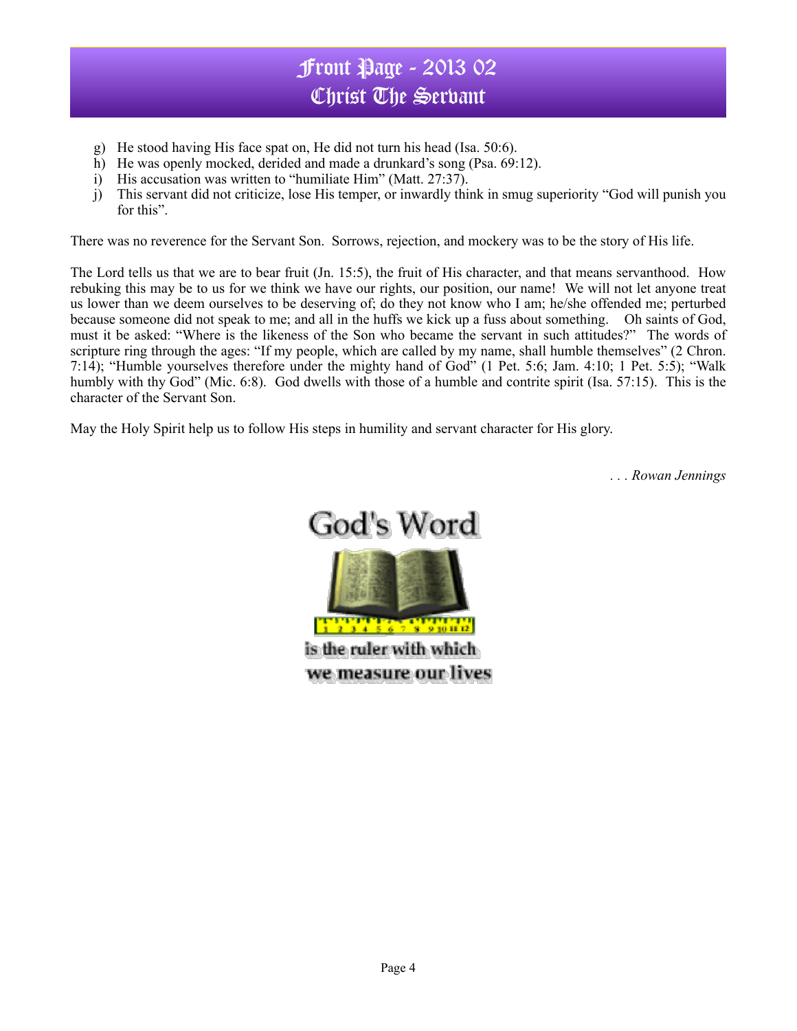g) He stood having His face spat on, He did not turn his head (Isa. 50:6).
h) He was openly mocked, derided and made a drunkard's song (Psa. 69:12).
i) His accusation was written to "humiliate Him" (Matt. 27:37).
j) This servant did not criticize, lose His temper, or inwardly think in smug superiority "God will punish you for this".

There was no reverence for the Servant Son. Sorrows, rejection, and mockery was to be the story of His life.

The Lord tells us that we are to bear fruit (Jn. 15:5), the fruit of His character, and that means servanthood. How rebuking this may be to us for we think we have our rights, our position, our name! We will not let anyone treat us lower than we deem ourselves to be deserving of; do they not know who I am; he/she offended me; perturbed because someone did not speak to me; and all in the huffs we kick up a fuss about something. Oh saints of God, must it be asked: "Where is the likeness of the Son who became the servant in such attitudes?" The words of scripture ring through the ages: "If my people, which are called by my name, shall humble themselves" (2 Chron. 7:14); "Humble yourselves therefore under the mighty hand of God" (1 Pet. 5:6; Jam. 4:10; 1 Pet. 5:5); "Walk humbly with thy God" (Mic. 6:8). God dwells with those of a humble and contrite spirit (Isa. 57:15). This is the character of the Servant Son.

May the Holy Spirit help us to follow His steps in humility and servant character for His glory.

*. . . Rowan Jennings*

God's Word

is the ruler with which

we measure our lives